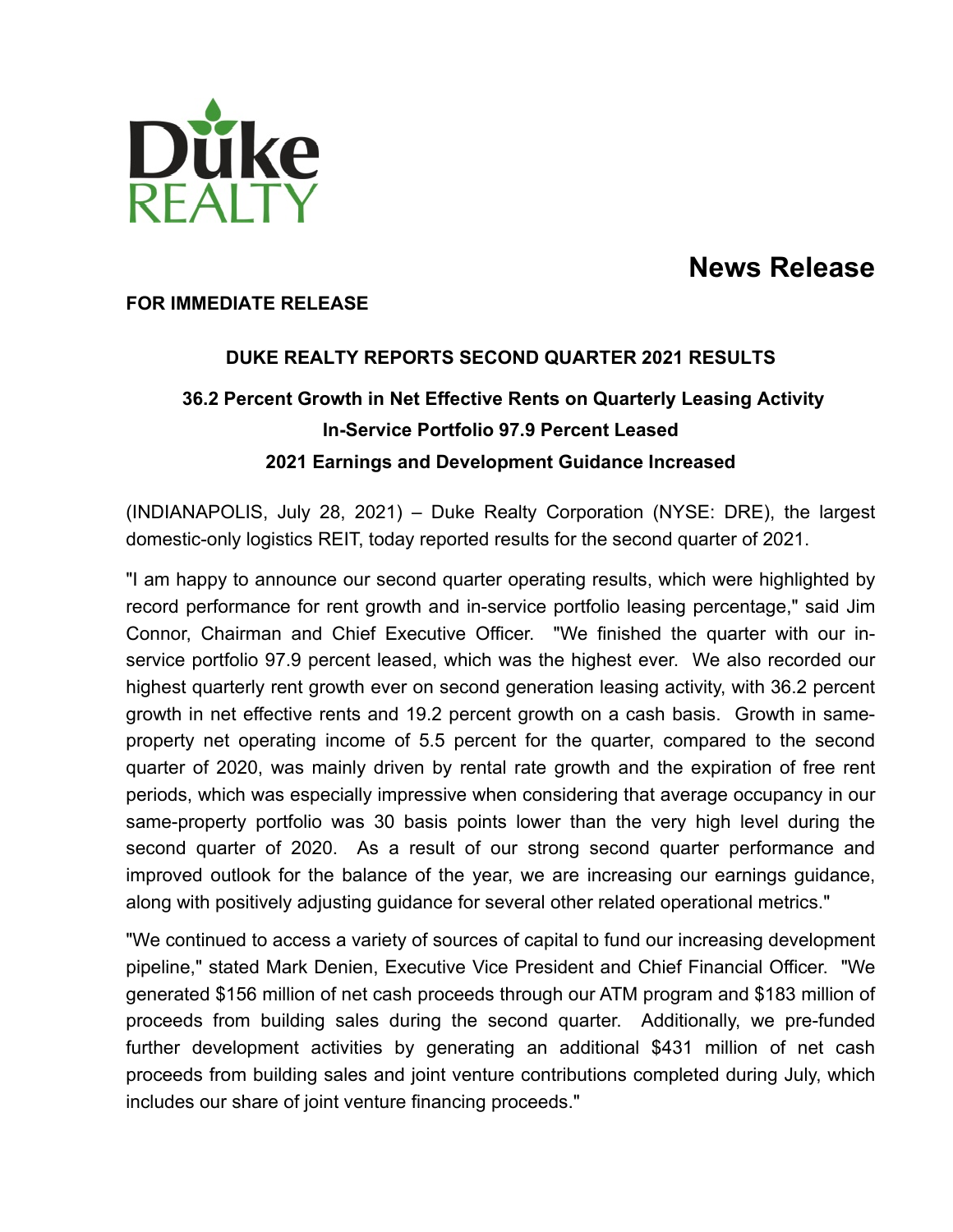# News Release

**FOR IMMEDIATE RELEASE**

## DUKE REALTY REPORTS SECOND QUARTER 2021 RESULTS

### 36.2 Percent Growth in Net Effective Rents on Quarterly Leasing Activity
### In-Service Portfolio 97.9 Percent Leased
### 2021 Earnings and Development Guidance Increased

(INDIANAPOLIS, July 28, 2021) – Duke Realty Corporation (NYSE: DRE), the largest domestic-only logistics REIT, today reported results for the second quarter of 2021.

"I am happy to announce our second quarter operating results, which were highlighted by record performance for rent growth and in-service portfolio leasing percentage," said Jim Connor, Chairman and Chief Executive Officer. "We finished the quarter with our in-service portfolio 97.9 percent leased, which was the highest ever. We also recorded our highest quarterly rent growth ever on second generation leasing activity, with 36.2 percent growth in net effective rents and 19.2 percent growth on a cash basis. Growth in same-property net operating income of 5.5 percent for the quarter, compared to the second quarter of 2020, was mainly driven by rental rate growth and the expiration of free rent periods, which was especially impressive when considering that average occupancy in our same-property portfolio was 30 basis points lower than the very high level during the second quarter of 2020. As a result of our strong second quarter performance and improved outlook for the balance of the year, we are increasing our earnings guidance, along with positively adjusting guidance for several other related operational metrics."

"We continued to access a variety of sources of capital to fund our increasing development pipeline," stated Mark Denien, Executive Vice President and Chief Financial Officer. "We generated $156 million of net cash proceeds through our ATM program and $183 million of proceeds from building sales during the second quarter. Additionally, we pre-funded further development activities by generating an additional $431 million of net cash proceeds from building sales and joint venture contributions completed during July, which includes our share of joint venture financing proceeds."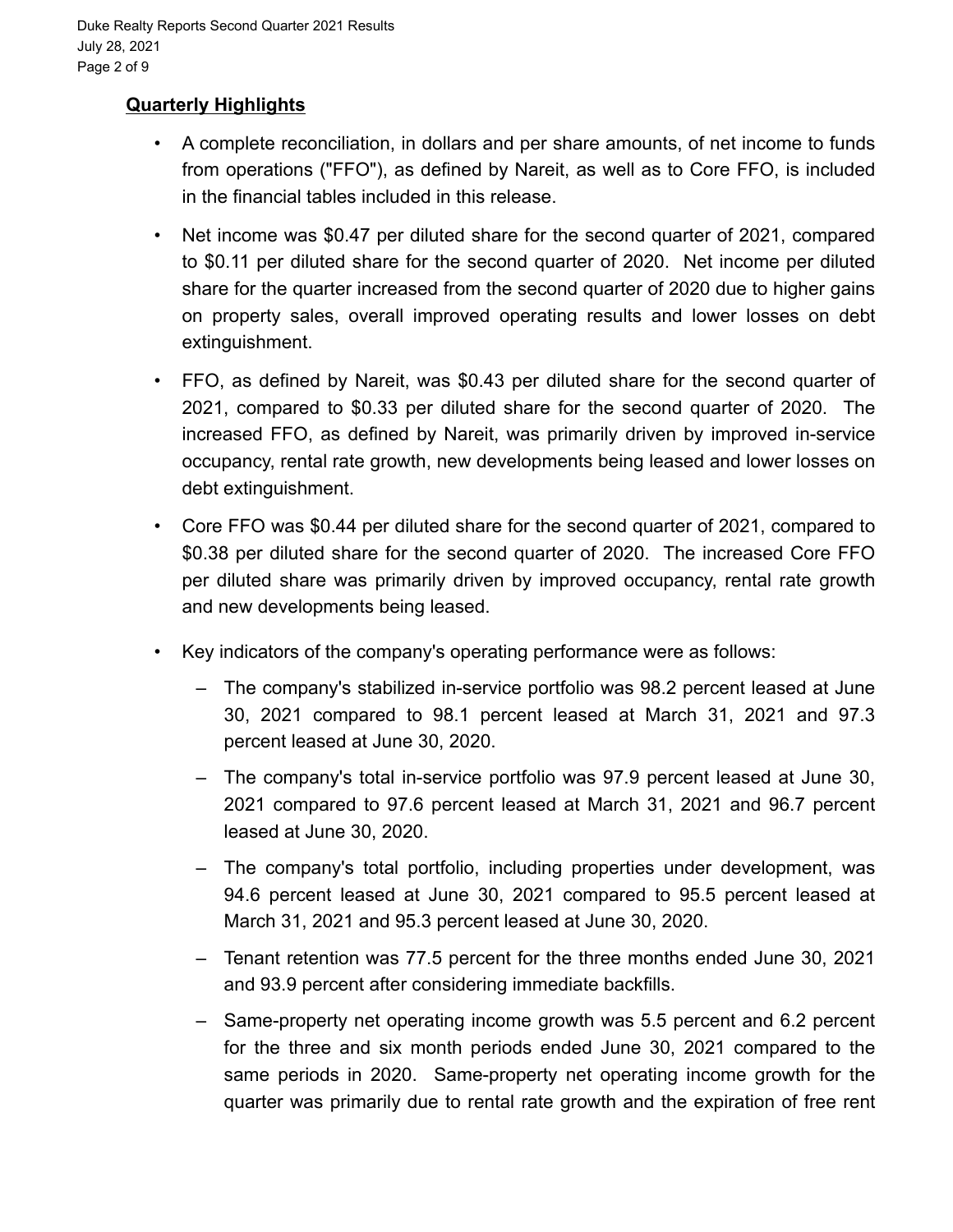## Quarterly Highlights

- A complete reconciliation, in dollars and per share amounts, of net income to funds from operations ("FFO"), as defined by Nareit, as well as to Core FFO, is included in the financial tables included in this release.
- Net income was $0.47 per diluted share for the second quarter of 2021, compared to $0.11 per diluted share for the second quarter of 2020. Net income per diluted share for the quarter increased from the second quarter of 2020 due to higher gains on property sales, overall improved operating results and lower losses on debt extinguishment.
- FFO, as defined by Nareit, was $0.43 per diluted share for the second quarter of 2021, compared to $0.33 per diluted share for the second quarter of 2020. The increased FFO, as defined by Nareit, was primarily driven by improved in-service occupancy, rental rate growth, new developments being leased and lower losses on debt extinguishment.
- Core FFO was $0.44 per diluted share for the second quarter of 2021, compared to $0.38 per diluted share for the second quarter of 2020. The increased Core FFO per diluted share was primarily driven by improved occupancy, rental rate growth and new developments being leased.
- Key indicators of the company's operating performance were as follows:
  - The company's stabilized in-service portfolio was 98.2 percent leased at June 30, 2021 compared to 98.1 percent leased at March 31, 2021 and 97.3 percent leased at June 30, 2020.
  - The company's total in-service portfolio was 97.9 percent leased at June 30, 2021 compared to 97.6 percent leased at March 31, 2021 and 96.7 percent leased at June 30, 2020.
  - The company's total portfolio, including properties under development, was 94.6 percent leased at June 30, 2021 compared to 95.5 percent leased at March 31, 2021 and 95.3 percent leased at June 30, 2020.
  - Tenant retention was 77.5 percent for the three months ended June 30, 2021 and 93.9 percent after considering immediate backfills.
  - Same-property net operating income growth was 5.5 percent and 6.2 percent for the three and six month periods ended June 30, 2021 compared to the same periods in 2020. Same-property net operating income growth for the quarter was primarily due to rental rate growth and the expiration of free rent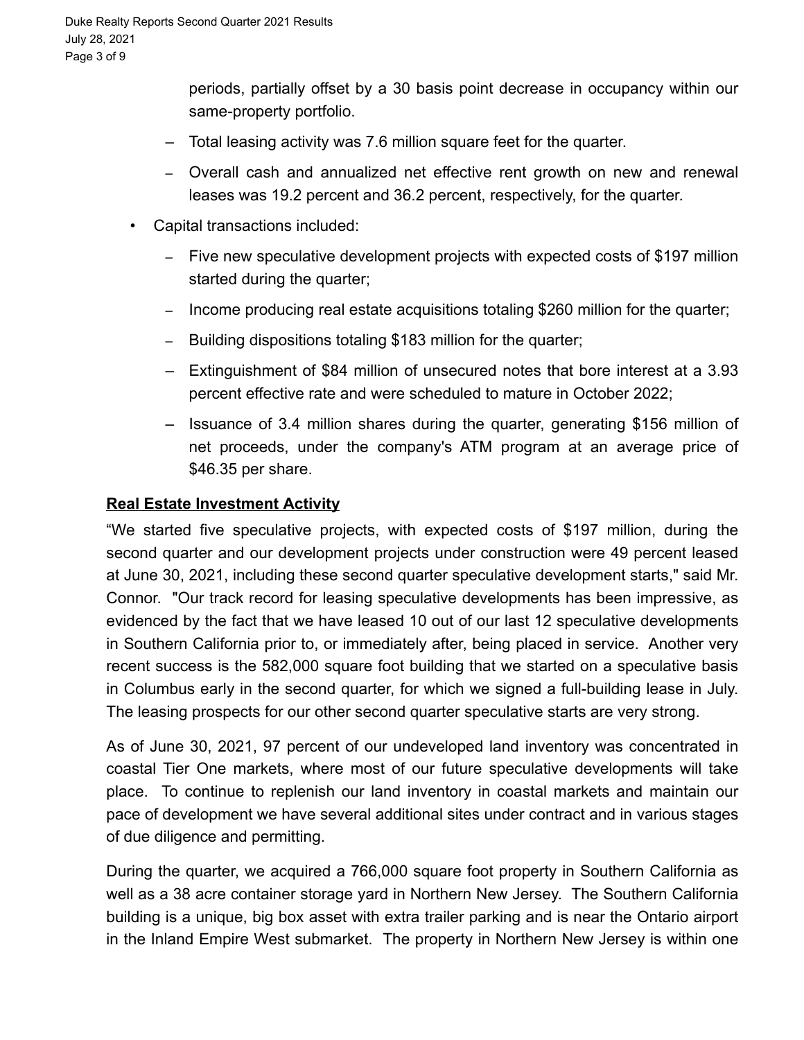periods, partially offset by a 30 basis point decrease in occupancy within our same-property portfolio.

  - Total leasing activity was 7.6 million square feet for the quarter.
  - Overall cash and annualized net effective rent growth on new and renewal leases was 19.2 percent and 36.2 percent, respectively, for the quarter.

- Capital transactions included:
  - Five new speculative development projects with expected costs of $197 million started during the quarter;
  - Income producing real estate acquisitions totaling $260 million for the quarter;
  - Building dispositions totaling $183 million for the quarter;
  - Extinguishment of $84 million of unsecured notes that bore interest at a 3.93 percent effective rate and were scheduled to mature in October 2022;
  - Issuance of 3.4 million shares during the quarter, generating $156 million of net proceeds, under the company's ATM program at an average price of $46.35 per share.

**Real Estate Investment Activity**

“We started five speculative projects, with expected costs of $197 million, during the second quarter and our development projects under construction were 49 percent leased at June 30, 2021, including these second quarter speculative development starts," said Mr. Connor. "Our track record for leasing speculative developments has been impressive, as evidenced by the fact that we have leased 10 out of our last 12 speculative developments in Southern California prior to, or immediately after, being placed in service. Another very recent success is the 582,000 square foot building that we started on a speculative basis in Columbus early in the second quarter, for which we signed a full-building lease in July. The leasing prospects for our other second quarter speculative starts are very strong.

As of June 30, 2021, 97 percent of our undeveloped land inventory was concentrated in coastal Tier One markets, where most of our future speculative developments will take place. To continue to replenish our land inventory in coastal markets and maintain our pace of development we have several additional sites under contract and in various stages of due diligence and permitting.

During the quarter, we acquired a 766,000 square foot property in Southern California as well as a 38 acre container storage yard in Northern New Jersey. The Southern California building is a unique, big box asset with extra trailer parking and is near the Ontario airport in the Inland Empire West submarket. The property in Northern New Jersey is within one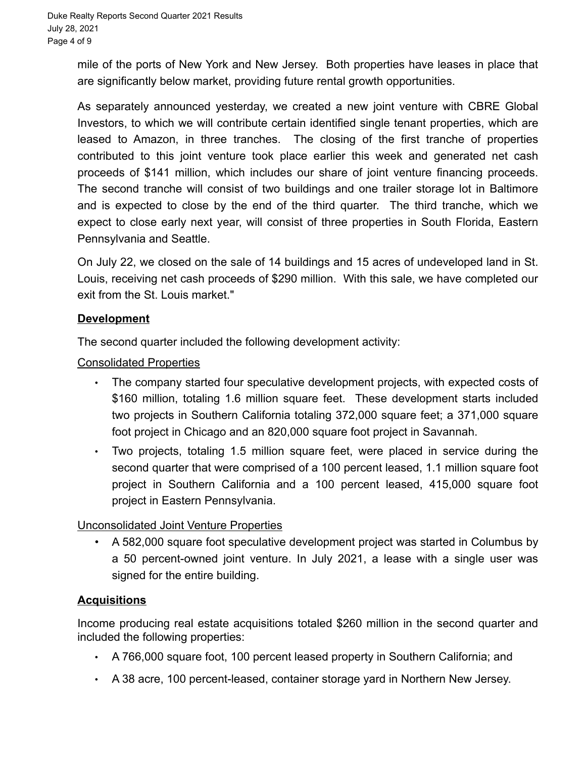mile of the ports of New York and New Jersey. Both properties have leases in place that are significantly below market, providing future rental growth opportunities.

As separately announced yesterday, we created a new joint venture with CBRE Global Investors, to which we will contribute certain identified single tenant properties, which are leased to Amazon, in three tranches. The closing of the first tranche of properties contributed to this joint venture took place earlier this week and generated net cash proceeds of $141 million, which includes our share of joint venture financing proceeds. The second tranche will consist of two buildings and one trailer storage lot in Baltimore and is expected to close by the end of the third quarter. The third tranche, which we expect to close early next year, will consist of three properties in South Florida, Eastern Pennsylvania and Seattle.

On July 22, we closed on the sale of 14 buildings and 15 acres of undeveloped land in St. Louis, receiving net cash proceeds of $290 million. With this sale, we have completed our exit from the St. Louis market."

## **Development**

The second quarter included the following development activity:

Consolidated Properties

- The company started four speculative development projects, with expected costs of $160 million, totaling 1.6 million square feet. These development starts included two projects in Southern California totaling 372,000 square feet; a 371,000 square foot project in Chicago and an 820,000 square foot project in Savannah.
- Two projects, totaling 1.5 million square feet, were placed in service during the second quarter that were comprised of a 100 percent leased, 1.1 million square foot project in Southern California and a 100 percent leased, 415,000 square foot project in Eastern Pennsylvania.

Unconsolidated Joint Venture Properties

- A 582,000 square foot speculative development project was started in Columbus by a 50 percent-owned joint venture. In July 2021, a lease with a single user was signed for the entire building.

## **Acquisitions**

Income producing real estate acquisitions totaled $260 million in the second quarter and included the following properties:

- A 766,000 square foot, 100 percent leased property in Southern California; and
- A 38 acre, 100 percent-leased, container storage yard in Northern New Jersey.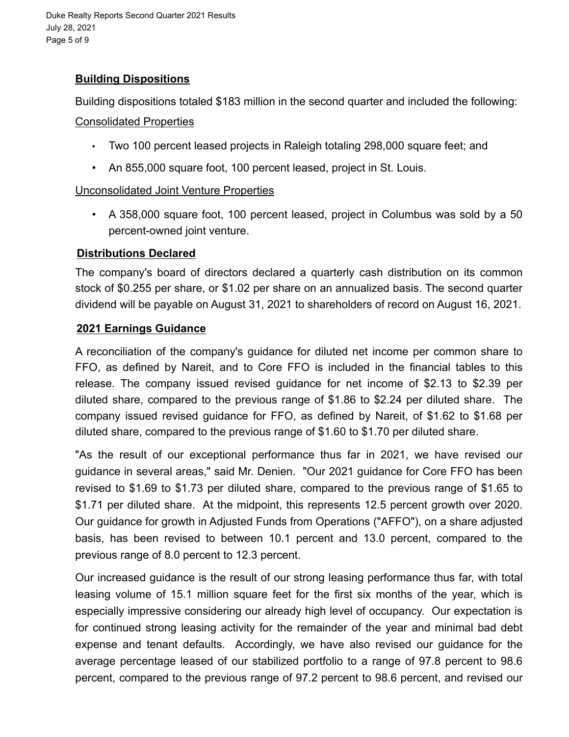## Building Dispositions

Building dispositions totaled $183 million in the second quarter and included the following:

Consolidated Properties

- Two 100 percent leased projects in Raleigh totaling 298,000 square feet; and
- An 855,000 square foot, 100 percent leased, project in St. Louis.

Unconsolidated Joint Venture Properties

- A 358,000 square foot, 100 percent leased, project in Columbus was sold by a 50 percent-owned joint venture.

## Distributions Declared

The company's board of directors declared a quarterly cash distribution on its common stock of $0.255 per share, or $1.02 per share on an annualized basis. The second quarter dividend will be payable on August 31, 2021 to shareholders of record on August 16, 2021.

## 2021 Earnings Guidance

A reconciliation of the company's guidance for diluted net income per common share to FFO, as defined by Nareit, and to Core FFO is included in the financial tables to this release. The company issued revised guidance for net income of $2.13 to $2.39 per diluted share, compared to the previous range of $1.86 to $2.24 per diluted share. The company issued revised guidance for FFO, as defined by Nareit, of $1.62 to $1.68 per diluted share, compared to the previous range of $1.60 to $1.70 per diluted share.

"As the result of our exceptional performance thus far in 2021, we have revised our guidance in several areas," said Mr. Denien. "Our 2021 guidance for Core FFO has been revised to $1.69 to $1.73 per diluted share, compared to the previous range of $1.65 to $1.71 per diluted share. At the midpoint, this represents 12.5 percent growth over 2020. Our guidance for growth in Adjusted Funds from Operations ("AFFO"), on a share adjusted basis, has been revised to between 10.1 percent and 13.0 percent, compared to the previous range of 8.0 percent to 12.3 percent.

Our increased guidance is the result of our strong leasing performance thus far, with total leasing volume of 15.1 million square feet for the first six months of the year, which is especially impressive considering our already high level of occupancy. Our expectation is for continued strong leasing activity for the remainder of the year and minimal bad debt expense and tenant defaults. Accordingly, we have also revised our guidance for the average percentage leased of our stabilized portfolio to a range of 97.8 percent to 98.6 percent, compared to the previous range of 97.2 percent to 98.6 percent, and revised our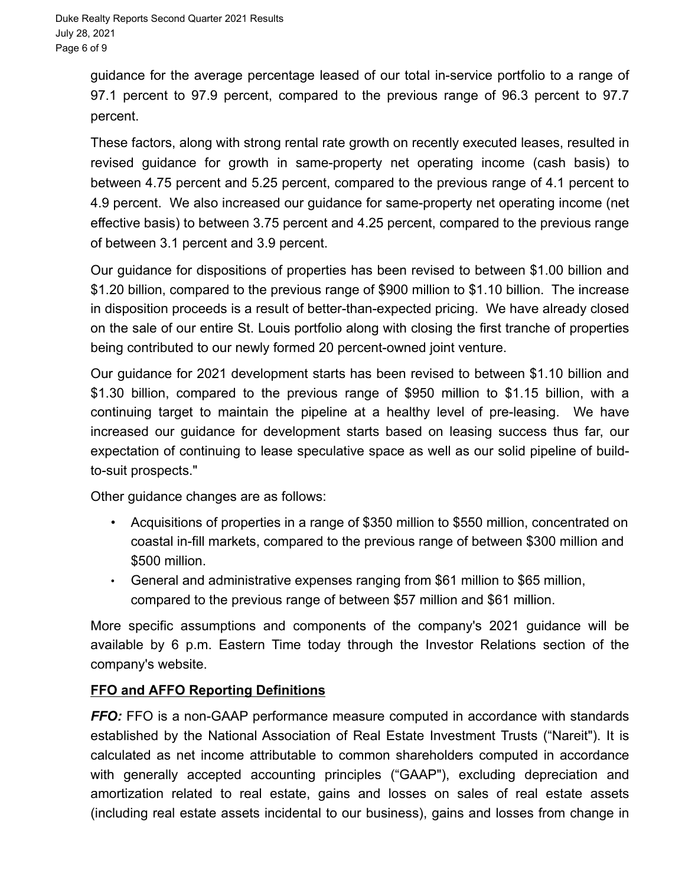guidance for the average percentage leased of our total in-service portfolio to a range of 97.1 percent to 97.9 percent, compared to the previous range of 96.3 percent to 97.7 percent.

These factors, along with strong rental rate growth on recently executed leases, resulted in revised guidance for growth in same-property net operating income (cash basis) to between 4.75 percent and 5.25 percent, compared to the previous range of 4.1 percent to 4.9 percent. We also increased our guidance for same-property net operating income (net effective basis) to between 3.75 percent and 4.25 percent, compared to the previous range of between 3.1 percent and 3.9 percent.

Our guidance for dispositions of properties has been revised to between $1.00 billion and $1.20 billion, compared to the previous range of $900 million to $1.10 billion. The increase in disposition proceeds is a result of better-than-expected pricing. We have already closed on the sale of our entire St. Louis portfolio along with closing the first tranche of properties being contributed to our newly formed 20 percent-owned joint venture.

Our guidance for 2021 development starts has been revised to between $1.10 billion and $1.30 billion, compared to the previous range of $950 million to $1.15 billion, with a continuing target to maintain the pipeline at a healthy level of pre-leasing. We have increased our guidance for development starts based on leasing success thus far, our expectation of continuing to lease speculative space as well as our solid pipeline of build-to-suit prospects."

Other guidance changes are as follows:

- Acquisitions of properties in a range of $350 million to $550 million, concentrated on coastal in-fill markets, compared to the previous range of between $300 million and $500 million.
- General and administrative expenses ranging from $61 million to $65 million, compared to the previous range of between $57 million and $61 million.

More specific assumptions and components of the company's 2021 guidance will be available by 6 p.m. Eastern Time today through the Investor Relations section of the company's website.

**FFO and AFFO Reporting Definitions**

***FFO:*** FFO is a non-GAAP performance measure computed in accordance with standards established by the National Association of Real Estate Investment Trusts ("Nareit"). It is calculated as net income attributable to common shareholders computed in accordance with generally accepted accounting principles ("GAAP"), excluding depreciation and amortization related to real estate, gains and losses on sales of real estate assets (including real estate assets incidental to our business), gains and losses from change in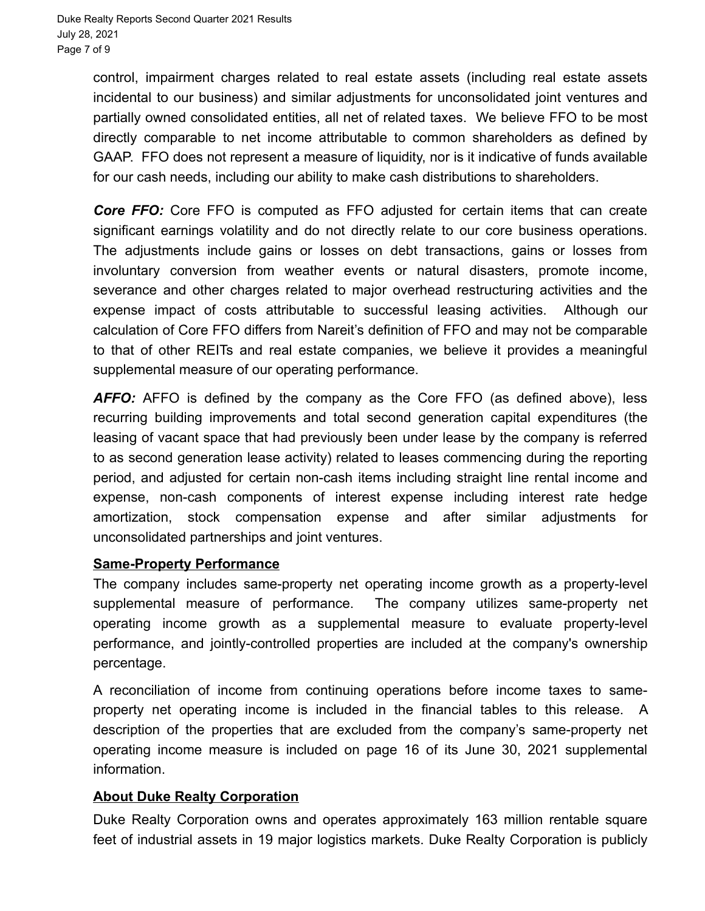control, impairment charges related to real estate assets (including real estate assets incidental to our business) and similar adjustments for unconsolidated joint ventures and partially owned consolidated entities, all net of related taxes. We believe FFO to be most directly comparable to net income attributable to common shareholders as defined by GAAP. FFO does not represent a measure of liquidity, nor is it indicative of funds available for our cash needs, including our ability to make cash distributions to shareholders.

***Core FFO:*** Core FFO is computed as FFO adjusted for certain items that can create significant earnings volatility and do not directly relate to our core business operations. The adjustments include gains or losses on debt transactions, gains or losses from involuntary conversion from weather events or natural disasters, promote income, severance and other charges related to major overhead restructuring activities and the expense impact of costs attributable to successful leasing activities. Although our calculation of Core FFO differs from Nareit's definition of FFO and may not be comparable to that of other REITs and real estate companies, we believe it provides a meaningful supplemental measure of our operating performance.

***AFFO:*** AFFO is defined by the company as the Core FFO (as defined above), less recurring building improvements and total second generation capital expenditures (the leasing of vacant space that had previously been under lease by the company is referred to as second generation lease activity) related to leases commencing during the reporting period, and adjusted for certain non-cash items including straight line rental income and expense, non-cash components of interest expense including interest rate hedge amortization, stock compensation expense and after similar adjustments for unconsolidated partnerships and joint ventures.

**Same-Property Performance**

The company includes same-property net operating income growth as a property-level supplemental measure of performance. The company utilizes same-property net operating income growth as a supplemental measure to evaluate property-level performance, and jointly-controlled properties are included at the company's ownership percentage.

A reconciliation of income from continuing operations before income taxes to same-property net operating income is included in the financial tables to this release. A description of the properties that are excluded from the company's same-property net operating income measure is included on page 16 of its June 30, 2021 supplemental information.

**About Duke Realty Corporation**

Duke Realty Corporation owns and operates approximately 163 million rentable square feet of industrial assets in 19 major logistics markets. Duke Realty Corporation is publicly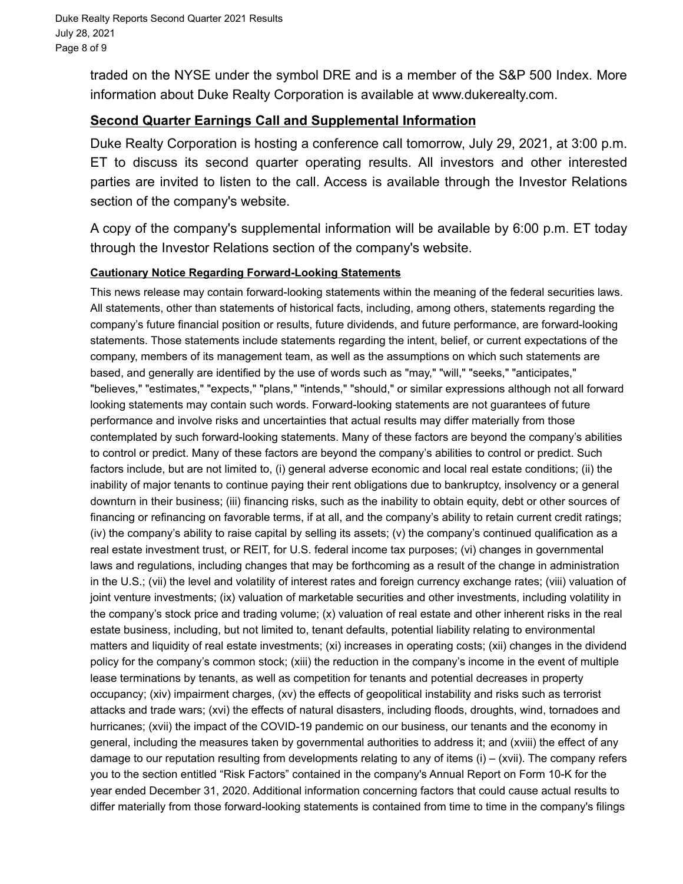traded on the NYSE under the symbol DRE and is a member of the S&P 500 Index. More information about Duke Realty Corporation is available at www.dukerealty.com.

## Second Quarter Earnings Call and Supplemental Information

Duke Realty Corporation is hosting a conference call tomorrow, July 29, 2021, at 3:00 p.m. ET to discuss its second quarter operating results. All investors and other interested parties are invited to listen to the call. Access is available through the Investor Relations section of the company's website.

A copy of the company's supplemental information will be available by 6:00 p.m. ET today through the Investor Relations section of the company's website.

### Cautionary Notice Regarding Forward-Looking Statements

This news release may contain forward-looking statements within the meaning of the federal securities laws. All statements, other than statements of historical facts, including, among others, statements regarding the company's future financial position or results, future dividends, and future performance, are forward-looking statements. Those statements include statements regarding the intent, belief, or current expectations of the company, members of its management team, as well as the assumptions on which such statements are based, and generally are identified by the use of words such as "may," "will," "seeks," "anticipates," "believes," "estimates," "expects," "plans," "intends," "should," or similar expressions although not all forward looking statements may contain such words. Forward-looking statements are not guarantees of future performance and involve risks and uncertainties that actual results may differ materially from those contemplated by such forward-looking statements. Many of these factors are beyond the company's abilities to control or predict. Many of these factors are beyond the company's abilities to control or predict. Such factors include, but are not limited to, (i) general adverse economic and local real estate conditions; (ii) the inability of major tenants to continue paying their rent obligations due to bankruptcy, insolvency or a general downturn in their business; (iii) financing risks, such as the inability to obtain equity, debt or other sources of financing or refinancing on favorable terms, if at all, and the company's ability to retain current credit ratings; (iv) the company's ability to raise capital by selling its assets; (v) the company's continued qualification as a real estate investment trust, or REIT, for U.S. federal income tax purposes; (vi) changes in governmental laws and regulations, including changes that may be forthcoming as a result of the change in administration in the U.S.; (vii) the level and volatility of interest rates and foreign currency exchange rates; (viii) valuation of joint venture investments; (ix) valuation of marketable securities and other investments, including volatility in the company's stock price and trading volume; (x) valuation of real estate and other inherent risks in the real estate business, including, but not limited to, tenant defaults, potential liability relating to environmental matters and liquidity of real estate investments; (xi) increases in operating costs; (xii) changes in the dividend policy for the company's common stock; (xiii) the reduction in the company's income in the event of multiple lease terminations by tenants, as well as competition for tenants and potential decreases in property occupancy; (xiv) impairment charges, (xv) the effects of geopolitical instability and risks such as terrorist attacks and trade wars; (xvi) the effects of natural disasters, including floods, droughts, wind, tornadoes and hurricanes; (xvii) the impact of the COVID-19 pandemic on our business, our tenants and the economy in general, including the measures taken by governmental authorities to address it; and (xviii) the effect of any damage to our reputation resulting from developments relating to any of items (i) – (xvii). The company refers you to the section entitled "Risk Factors" contained in the company's Annual Report on Form 10-K for the year ended December 31, 2020. Additional information concerning factors that could cause actual results to differ materially from those forward-looking statements is contained from time to time in the company's filings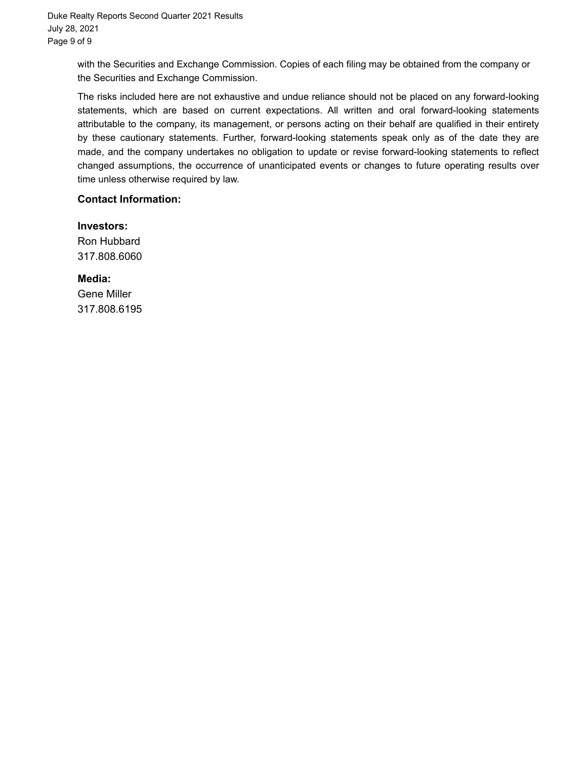with the Securities and Exchange Commission. Copies of each filing may be obtained from the company or the Securities and Exchange Commission.

The risks included here are not exhaustive and undue reliance should not be placed on any forward-looking statements, which are based on current expectations. All written and oral forward-looking statements attributable to the company, its management, or persons acting on their behalf are qualified in their entirety by these cautionary statements. Further, forward-looking statements speak only as of the date they are made, and the company undertakes no obligation to update or revise forward-looking statements to reflect changed assumptions, the occurrence of unanticipated events or changes to future operating results over time unless otherwise required by law.

**Contact Information:**

**Investors:**
Ron Hubbard
317.808.6060

**Media:**
Gene Miller
317.808.6195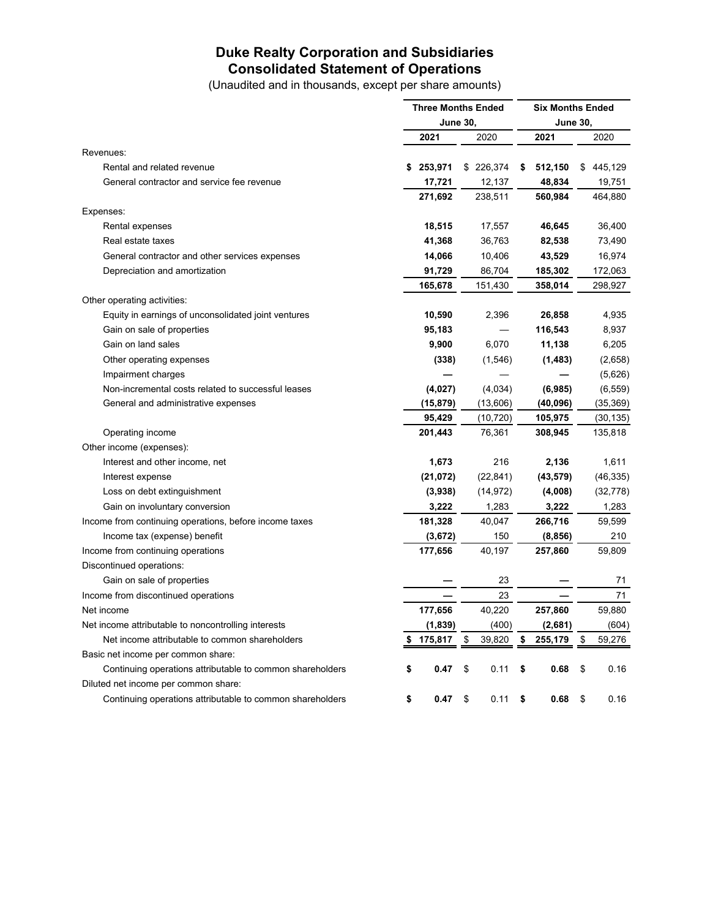# Duke Realty Corporation and Subsidiaries
## Consolidated Statement of Operations
(Unaudited and in thousands, except per share amounts)

| | Three Months Ended June 30, | | Six Months Ended June 30, | |
|---|---|---|---|---|
| | **2021** | 2020 | **2021** | 2020 |
| Revenues: | | | | |
| Rental and related revenue | **$ 253,971** | $ 226,374 | **$ 512,150** | $ 445,129 |
| General contractor and service fee revenue | **17,721** | 12,137 | **48,834** | 19,751 |
| | **271,692** | 238,511 | **560,984** | 464,880 |
| Expenses: | | | | |
| Rental expenses | **18,515** | 17,557 | **46,645** | 36,400 |
| Real estate taxes | **41,368** | 36,763 | **82,538** | 73,490 |
| General contractor and other services expenses | **14,066** | 10,406 | **43,529** | 16,974 |
| Depreciation and amortization | **91,729** | 86,704 | **185,302** | 172,063 |
| | **165,678** | 151,430 | **358,014** | 298,927 |
| Other operating activities: | | | | |
| Equity in earnings of unconsolidated joint ventures | **10,590** | 2,396 | **26,858** | 4,935 |
| Gain on sale of properties | **95,183** | — | **116,543** | 8,937 |
| Gain on land sales | **9,900** | 6,070 | **11,138** | 6,205 |
| Other operating expenses | **(338)** | (1,546) | **(1,483)** | (2,658) |
| Impairment charges | **—** | — | **—** | (5,626) |
| Non-incremental costs related to successful leases | **(4,027)** | (4,034) | **(6,985)** | (6,559) |
| General and administrative expenses | **(15,879)** | (13,606) | **(40,096)** | (35,369) |
| | **95,429** | (10,720) | **105,975** | (30,135) |
| Operating income | **201,443** | 76,361 | **308,945** | 135,818 |
| Other income (expenses): | | | | |
| Interest and other income, net | **1,673** | 216 | **2,136** | 1,611 |
| Interest expense | **(21,072)** | (22,841) | **(43,579)** | (46,335) |
| Loss on debt extinguishment | **(3,938)** | (14,972) | **(4,008)** | (32,778) |
| Gain on involuntary conversion | **3,222** | 1,283 | **3,222** | 1,283 |
| Income from continuing operations, before income taxes | **181,328** | 40,047 | **266,716** | 59,599 |
| Income tax (expense) benefit | **(3,672)** | 150 | **(8,856)** | 210 |
| Income from continuing operations | **177,656** | 40,197 | **257,860** | 59,809 |
| Discontinued operations: | | | | |
| Gain on sale of properties | **—** | 23 | **—** | 71 |
| Income from discontinued operations | **—** | 23 | **—** | 71 |
| Net income | **177,656** | 40,220 | **257,860** | 59,880 |
| Net income attributable to noncontrolling interests | **(1,839)** | (400) | **(2,681)** | (604) |
| Net income attributable to common shareholders | **$ 175,817** | $ 39,820 | **$ 255,179** | $ 59,276 |
| Basic net income per common share: | | | | |
| Continuing operations attributable to common shareholders | **$ 0.47** | $ 0.11 | **$ 0.68** | $ 0.16 |
| Diluted net income per common share: | | | | |
| Continuing operations attributable to common shareholders | **$ 0.47** | $ 0.11 | **$ 0.68** | $ 0.16 |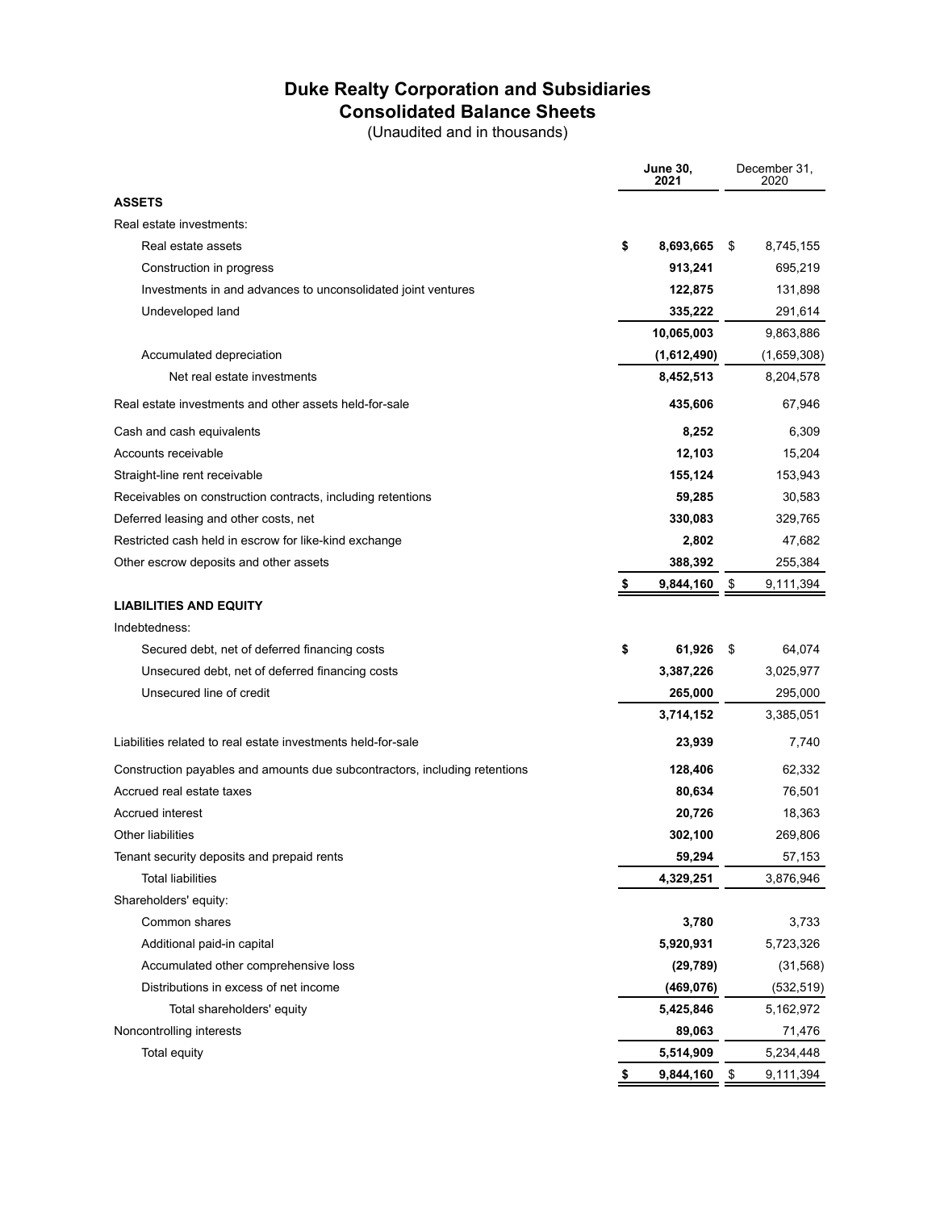# Duke Realty Corporation and Subsidiaries
## Consolidated Balance Sheets
(Unaudited and in thousands)

| | June 30, 2021 | December 31, 2020 |
|---|---|---|
| **ASSETS** | | |
| Real estate investments: | | |
| Real estate assets | $ 8,693,665 | $ 8,745,155 |
| Construction in progress | 913,241 | 695,219 |
| Investments in and advances to unconsolidated joint ventures | 122,875 | 131,898 |
| Undeveloped land | 335,222 | 291,614 |
| | 10,065,003 | 9,863,886 |
| Accumulated depreciation | (1,612,490) | (1,659,308) |
| Net real estate investments | 8,452,513 | 8,204,578 |
| Real estate investments and other assets held-for-sale | 435,606 | 67,946 |
| Cash and cash equivalents | 8,252 | 6,309 |
| Accounts receivable | 12,103 | 15,204 |
| Straight-line rent receivable | 155,124 | 153,943 |
| Receivables on construction contracts, including retentions | 59,285 | 30,583 |
| Deferred leasing and other costs, net | 330,083 | 329,765 |
| Restricted cash held in escrow for like-kind exchange | 2,802 | 47,682 |
| Other escrow deposits and other assets | 388,392 | 255,384 |
| | $ 9,844,160 | $ 9,111,394 |
| **LIABILITIES AND EQUITY** | | |
| Indebtedness: | | |
| Secured debt, net of deferred financing costs | $ 61,926 | $ 64,074 |
| Unsecured debt, net of deferred financing costs | 3,387,226 | 3,025,977 |
| Unsecured line of credit | 265,000 | 295,000 |
| | 3,714,152 | 3,385,051 |
| Liabilities related to real estate investments held-for-sale | 23,939 | 7,740 |
| Construction payables and amounts due subcontractors, including retentions | 128,406 | 62,332 |
| Accrued real estate taxes | 80,634 | 76,501 |
| Accrued interest | 20,726 | 18,363 |
| Other liabilities | 302,100 | 269,806 |
| Tenant security deposits and prepaid rents | 59,294 | 57,153 |
| Total liabilities | 4,329,251 | 3,876,946 |
| Shareholders' equity: | | |
| Common shares | 3,780 | 3,733 |
| Additional paid-in capital | 5,920,931 | 5,723,326 |
| Accumulated other comprehensive loss | (29,789) | (31,568) |
| Distributions in excess of net income | (469,076) | (532,519) |
| Total shareholders' equity | 5,425,846 | 5,162,972 |
| Noncontrolling interests | 89,063 | 71,476 |
| Total equity | 5,514,909 | 5,234,448 |
| | $ 9,844,160 | $ 9,111,394 |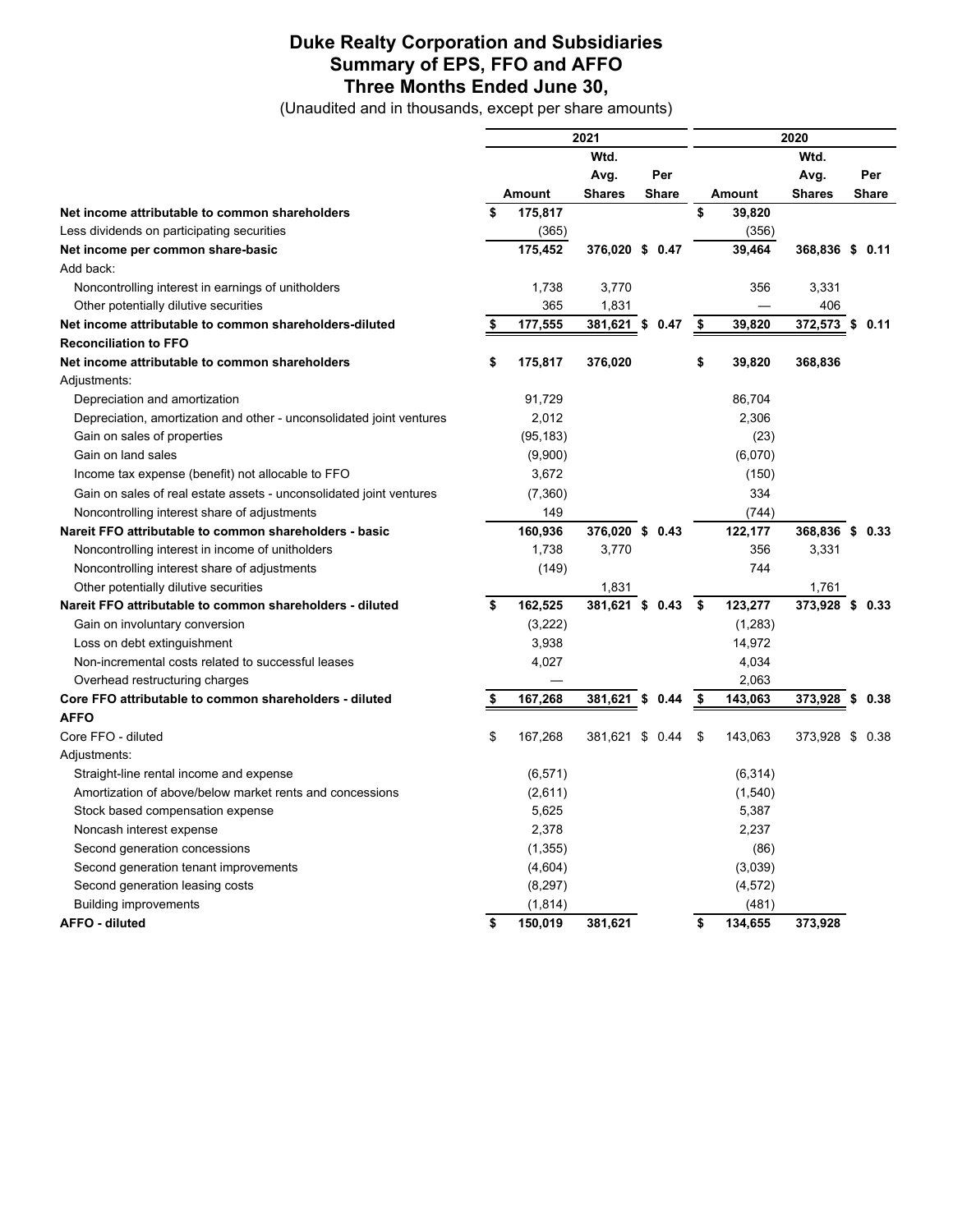# Duke Realty Corporation and Subsidiaries
# Summary of EPS, FFO and AFFO
# Three Months Ended June 30,

(Unaudited and in thousands, except per share amounts)

| | 2021 | | | 2020 | | |
|---|---|---|---|---|---|---|
| | Amount | Wtd. Avg. Shares | Per Share | Amount | Wtd. Avg. Shares | Per Share |
| **Net income attributable to common shareholders** | **$ 175,817** | | | **$ 39,820** | | |
| Less dividends on participating securities | (365) | | | (356) | | |
| **Net income per common share-basic** | **175,452** | **376,020** | **$ 0.47** | **39,464** | **368,836** | **$ 0.11** |
| Add back: | | | | | | |
| Noncontrolling interest in earnings of unitholders | 1,738 | 3,770 | | 356 | 3,331 | |
| Other potentially dilutive securities | 365 | 1,831 | | — | 406 | |
| **Net income attributable to common shareholders-diluted** | **$ 177,555** | **381,621** | **$ 0.47** | **$ 39,820** | **372,573** | **$ 0.11** |
| **Reconciliation to FFO** | | | | | | |
| **Net income attributable to common shareholders** | **$ 175,817** | **376,020** | | **$ 39,820** | **368,836** | |
| Adjustments: | | | | | | |
| Depreciation and amortization | 91,729 | | | 86,704 | | |
| Depreciation, amortization and other - unconsolidated joint ventures | 2,012 | | | 2,306 | | |
| Gain on sales of properties | (95,183) | | | (23) | | |
| Gain on land sales | (9,900) | | | (6,070) | | |
| Income tax expense (benefit) not allocable to FFO | 3,672 | | | (150) | | |
| Gain on sales of real estate assets - unconsolidated joint ventures | (7,360) | | | 334 | | |
| Noncontrolling interest share of adjustments | 149 | | | (744) | | |
| **Nareit FFO attributable to common shareholders - basic** | **160,936** | **376,020** | **$ 0.43** | **122,177** | **368,836** | **$ 0.33** |
| Noncontrolling interest in income of unitholders | 1,738 | 3,770 | | 356 | 3,331 | |
| Noncontrolling interest share of adjustments | (149) | | | 744 | | |
| Other potentially dilutive securities | | 1,831 | | | 1,761 | |
| **Nareit FFO attributable to common shareholders - diluted** | **$ 162,525** | **381,621** | **$ 0.43** | **$ 123,277** | **373,928** | **$ 0.33** |
| Gain on involuntary conversion | (3,222) | | | (1,283) | | |
| Loss on debt extinguishment | 3,938 | | | 14,972 | | |
| Non-incremental costs related to successful leases | 4,027 | | | 4,034 | | |
| Overhead restructuring charges | — | | | 2,063 | | |
| **Core FFO attributable to common shareholders - diluted** | **$ 167,268** | **381,621** | **$ 0.44** | **$ 143,063** | **373,928** | **$ 0.38** |
| **AFFO** | | | | | | |
| Core FFO - diluted | $ 167,268 | 381,621 | $ 0.44 | $ 143,063 | 373,928 | $ 0.38 |
| Adjustments: | | | | | | |
| Straight-line rental income and expense | (6,571) | | | (6,314) | | |
| Amortization of above/below market rents and concessions | (2,611) | | | (1,540) | | |
| Stock based compensation expense | 5,625 | | | 5,387 | | |
| Noncash interest expense | 2,378 | | | 2,237 | | |
| Second generation concessions | (1,355) | | | (86) | | |
| Second generation tenant improvements | (4,604) | | | (3,039) | | |
| Second generation leasing costs | (8,297) | | | (4,572) | | |
| Building improvements | (1,814) | | | (481) | | |
| **AFFO - diluted** | **$ 150,019** | **381,621** | | **$ 134,655** | **373,928** | |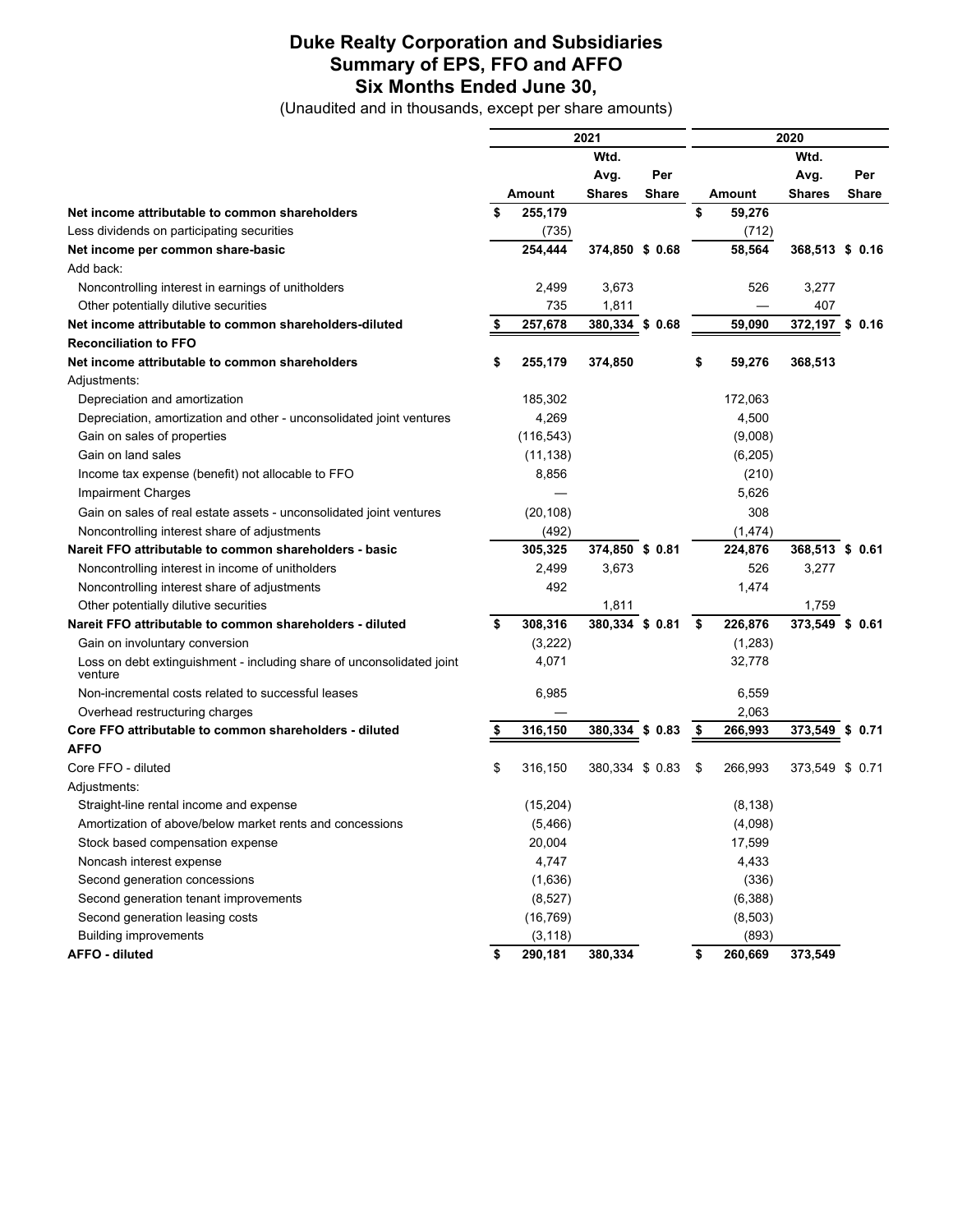# Duke Realty Corporation and Subsidiaries
## Summary of EPS, FFO and AFFO
## Six Months Ended June 30,

(Unaudited and in thousands, except per share amounts)

| | 2021 | | | 2020 | | |
|---|---|---|---|---|---|---|
| | Amount | Wtd. Avg. Shares | Per Share | Amount | Wtd. Avg. Shares | Per Share |
| **Net income attributable to common shareholders** | $ 255,179 | | | $ 59,276 | | |
| Less dividends on participating securities | (735) | | | (712) | | |
| **Net income per common share-basic** | 254,444 | 374,850 | $ 0.68 | 58,564 | 368,513 | $ 0.16 |
| Add back: | | | | | | |
| Noncontrolling interest in earnings of unitholders | 2,499 | 3,673 | | 526 | 3,277 | |
| Other potentially dilutive securities | 735 | 1,811 | | — | 407 | |
| **Net income attributable to common shareholders-diluted** | $ 257,678 | 380,334 | $ 0.68 | 59,090 | 372,197 | $ 0.16 |
| **Reconciliation to FFO** | | | | | | |
| **Net income attributable to common shareholders** | $ 255,179 | 374,850 | | $ 59,276 | 368,513 | |
| Adjustments: | | | | | | |
| Depreciation and amortization | 185,302 | | | 172,063 | | |
| Depreciation, amortization and other - unconsolidated joint ventures | 4,269 | | | 4,500 | | |
| Gain on sales of properties | (116,543) | | | (9,008) | | |
| Gain on land sales | (11,138) | | | (6,205) | | |
| Income tax expense (benefit) not allocable to FFO | 8,856 | | | (210) | | |
| Impairment Charges | — | | | 5,626 | | |
| Gain on sales of real estate assets - unconsolidated joint ventures | (20,108) | | | 308 | | |
| Noncontrolling interest share of adjustments | (492) | | | (1,474) | | |
| **Nareit FFO attributable to common shareholders - basic** | 305,325 | 374,850 | $ 0.81 | 224,876 | 368,513 | $ 0.61 |
| Noncontrolling interest in income of unitholders | 2,499 | 3,673 | | 526 | 3,277 | |
| Noncontrolling interest share of adjustments | 492 | | | 1,474 | | |
| Other potentially dilutive securities | | 1,811 | | | 1,759 | |
| **Nareit FFO attributable to common shareholders - diluted** | $ 308,316 | 380,334 | $ 0.81 | $ 226,876 | 373,549 | $ 0.61 |
| Gain on involuntary conversion | (3,222) | | | (1,283) | | |
| Loss on debt extinguishment - including share of unconsolidated joint venture | 4,071 | | | 32,778 | | |
| Non-incremental costs related to successful leases | 6,985 | | | 6,559 | | |
| Overhead restructuring charges | — | | | 2,063 | | |
| **Core FFO attributable to common shareholders - diluted** | $ 316,150 | 380,334 | $ 0.83 | $ 266,993 | 373,549 | $ 0.71 |
| **AFFO** | | | | | | |
| Core FFO - diluted | $ 316,150 | 380,334 | $ 0.83 | $ 266,993 | 373,549 | $ 0.71 |
| Adjustments: | | | | | | |
| Straight-line rental income and expense | (15,204) | | | (8,138) | | |
| Amortization of above/below market rents and concessions | (5,466) | | | (4,098) | | |
| Stock based compensation expense | 20,004 | | | 17,599 | | |
| Noncash interest expense | 4,747 | | | 4,433 | | |
| Second generation concessions | (1,636) | | | (336) | | |
| Second generation tenant improvements | (8,527) | | | (6,388) | | |
| Second generation leasing costs | (16,769) | | | (8,503) | | |
| Building improvements | (3,118) | | | (893) | | |
| **AFFO - diluted** | $ 290,181 | 380,334 | | $ 260,669 | 373,549 | |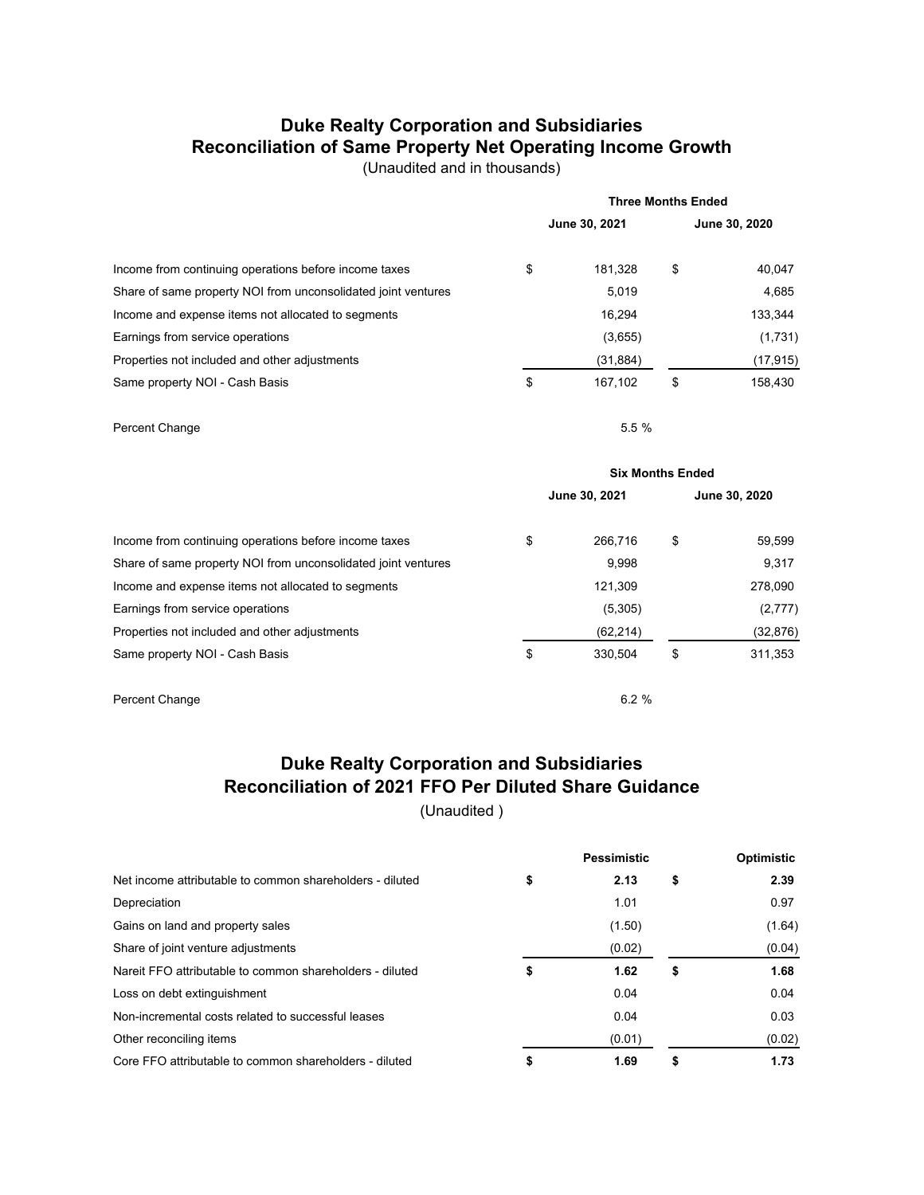## Duke Realty Corporation and Subsidiaries
## Reconciliation of Same Property Net Operating Income Growth

(Unaudited and in thousands)

| | Three Months Ended | |
|---|---|---|
| | June 30, 2021 | June 30, 2020 |
| Income from continuing operations before income taxes | $ 181,328 | $ 40,047 |
| Share of same property NOI from unconsolidated joint ventures | 5,019 | 4,685 |
| Income and expense items not allocated to segments | 16,294 | 133,344 |
| Earnings from service operations | (3,655) | (1,731) |
| Properties not included and other adjustments | (31,884) | (17,915) |
| Same property NOI - Cash Basis | $ 167,102 | $ 158,430 |
| Percent Change | 5.5 % | |

| | Six Months Ended | |
|---|---|---|
| | June 30, 2021 | June 30, 2020 |
| Income from continuing operations before income taxes | $ 266,716 | $ 59,599 |
| Share of same property NOI from unconsolidated joint ventures | 9,998 | 9,317 |
| Income and expense items not allocated to segments | 121,309 | 278,090 |
| Earnings from service operations | (5,305) | (2,777) |
| Properties not included and other adjustments | (62,214) | (32,876) |
| Same property NOI - Cash Basis | $ 330,504 | $ 311,353 |
| Percent Change | 6.2 % | |

## Duke Realty Corporation and Subsidiaries
## Reconciliation of 2021 FFO Per Diluted Share Guidance

(Unaudited )

| | Pessimistic | Optimistic |
|---|---|---|
| Net income attributable to common shareholders - diluted | **$ 2.13** | **$ 2.39** |
| Depreciation | 1.01 | 0.97 |
| Gains on land and property sales | (1.50) | (1.64) |
| Share of joint venture adjustments | (0.02) | (0.04) |
| Nareit FFO attributable to common shareholders - diluted | **$ 1.62** | **$ 1.68** |
| Loss on debt extinguishment | 0.04 | 0.04 |
| Non-incremental costs related to successful leases | 0.04 | 0.03 |
| Other reconciling items | (0.01) | (0.02) |
| Core FFO attributable to common shareholders - diluted | **$ 1.69** | **$ 1.73** |